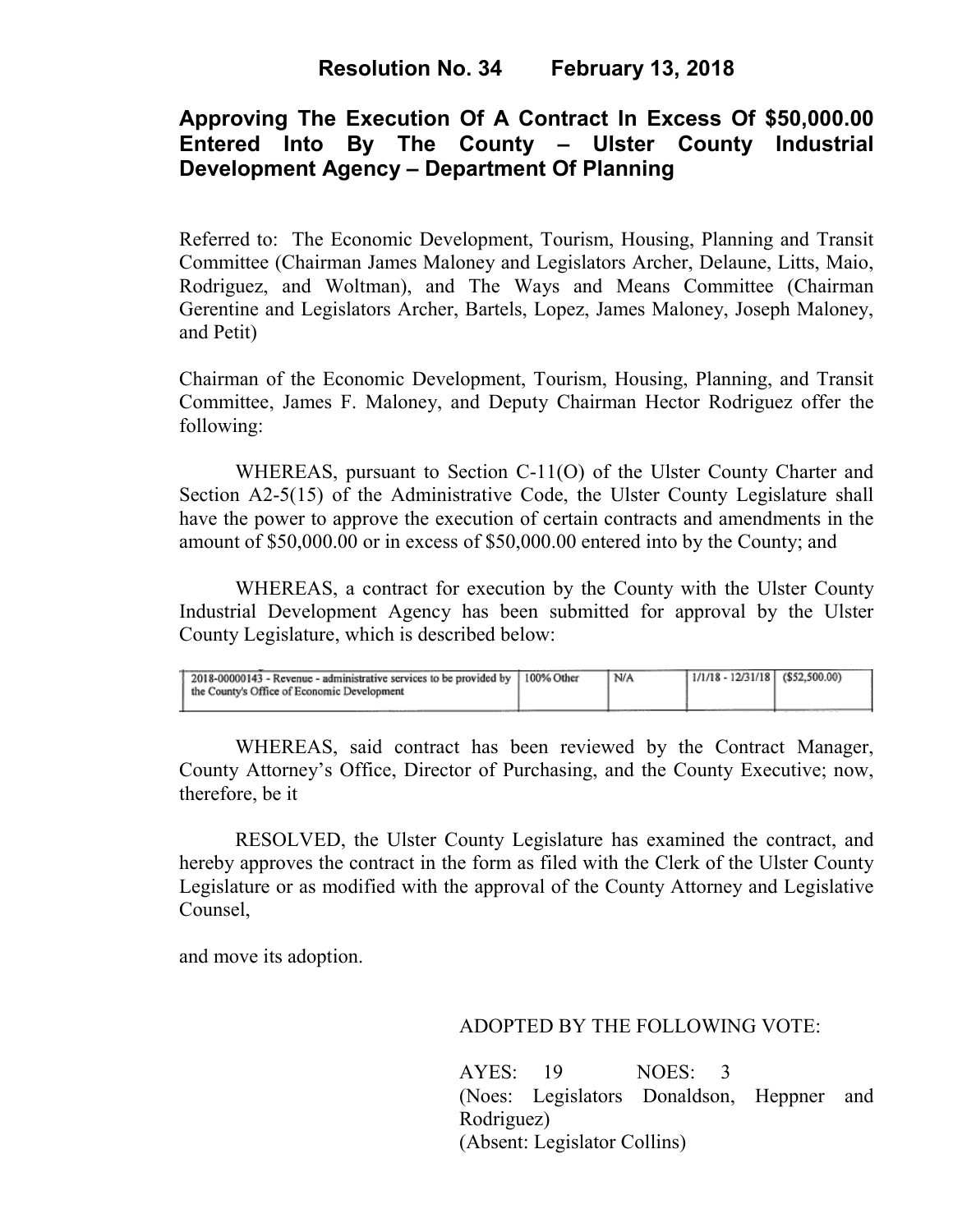# Resolution No. 34        February 13, 2018

## Approving The Execution Of A Contract In Excess Of $50,000.00 Entered Into By The County – Ulster County Industrial Development Agency – Department Of Planning

Referred to: The Economic Development, Tourism, Housing, Planning and Transit Committee (Chairman James Maloney and Legislators Archer, Delaune, Litts, Maio, Rodriguez, and Woltman), and The Ways and Means Committee (Chairman Gerentine and Legislators Archer, Bartels, Lopez, James Maloney, Joseph Maloney, and Petit)

Chairman of the Economic Development, Tourism, Housing, Planning, and Transit Committee, James F. Maloney, and Deputy Chairman Hector Rodriguez offer the following:

WHEREAS, pursuant to Section C-11(O) of the Ulster County Charter and Section A2-5(15) of the Administrative Code, the Ulster County Legislature shall have the power to approve the execution of certain contracts and amendments in the amount of $50,000.00 or in excess of $50,000.00 entered into by the County; and

WHEREAS, a contract for execution by the County with the Ulster County Industrial Development Agency has been submitted for approval by the Ulster County Legislature, which is described below:

| | | | | |
|---|---|---|---|---|
| 2018-00000143 - Revenue - administrative services to be provided by the County's Office of Economic Development | 100% Other | N/A | 1/1/18 - 12/31/18 | ($52,500.00) |

WHEREAS, said contract has been reviewed by the Contract Manager, County Attorney's Office, Director of Purchasing, and the County Executive; now, therefore, be it

RESOLVED, the Ulster County Legislature has examined the contract, and hereby approves the contract in the form as filed with the Clerk of the Ulster County Legislature or as modified with the approval of the County Attorney and Legislative Counsel,

and move its adoption.

ADOPTED BY THE FOLLOWING VOTE:

AYES: 19        NOES: 3
(Noes: Legislators Donaldson, Heppner and Rodriguez)
(Absent: Legislator Collins)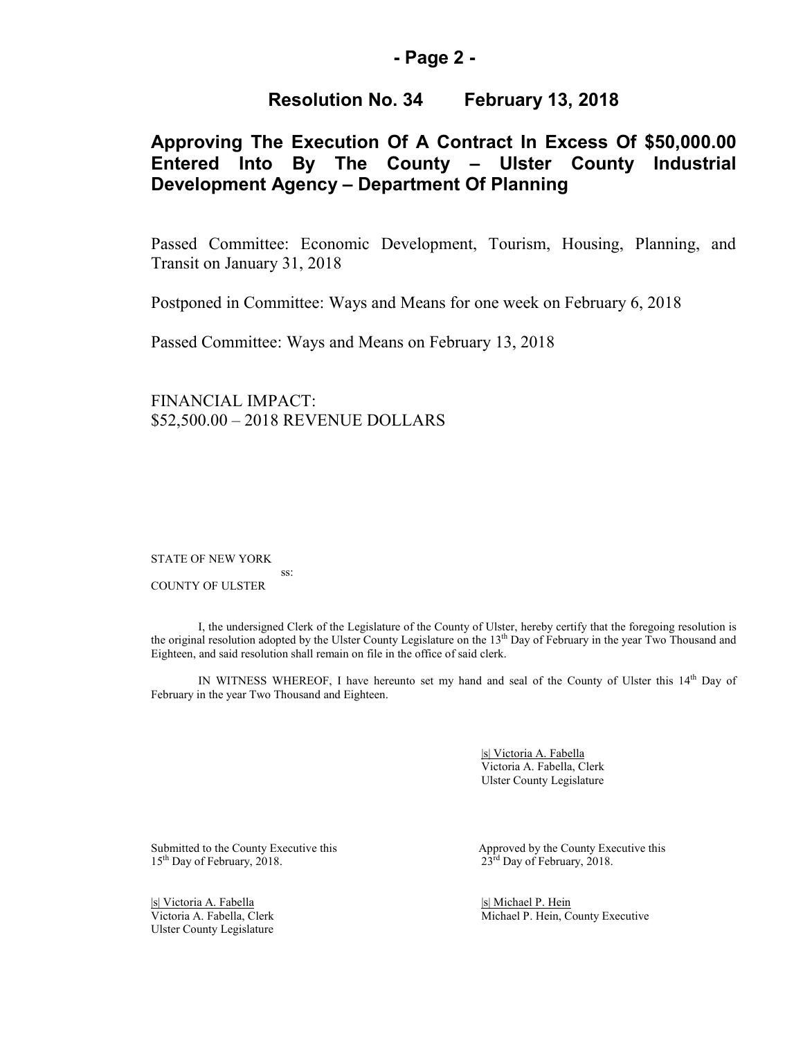## Resolution No. 34 February 13, 2018

## Approving The Execution Of A Contract In Excess Of $50,000.00 Entered Into By The County – Ulster County Industrial Development Agency – Department Of Planning

Passed Committee: Economic Development, Tourism, Housing, Planning, and Transit on January 31, 2018

Postponed in Committee: Ways and Means for one week on February 6, 2018

Passed Committee: Ways and Means on February 13, 2018

FINANCIAL IMPACT:
$52,500.00 – 2018 REVENUE DOLLARS

STATE OF NEW YORK
ss:
COUNTY OF ULSTER

I, the undersigned Clerk of the Legislature of the County of Ulster, hereby certify that the foregoing resolution is the original resolution adopted by the Ulster County Legislature on the 13th Day of February in the year Two Thousand and Eighteen, and said resolution shall remain on file in the office of said clerk.

IN WITNESS WHEREOF, I have hereunto set my hand and seal of the County of Ulster this 14th Day of February in the year Two Thousand and Eighteen.

|s| Victoria A. Fabella
Victoria A. Fabella, Clerk
Ulster County Legislature

Submitted to the County Executive this 15th Day of February, 2018.

|s| Victoria A. Fabella
Victoria A. Fabella, Clerk
Ulster County Legislature

Approved by the County Executive this 23rd Day of February, 2018.

|s| Michael P. Hein
Michael P. Hein, County Executive